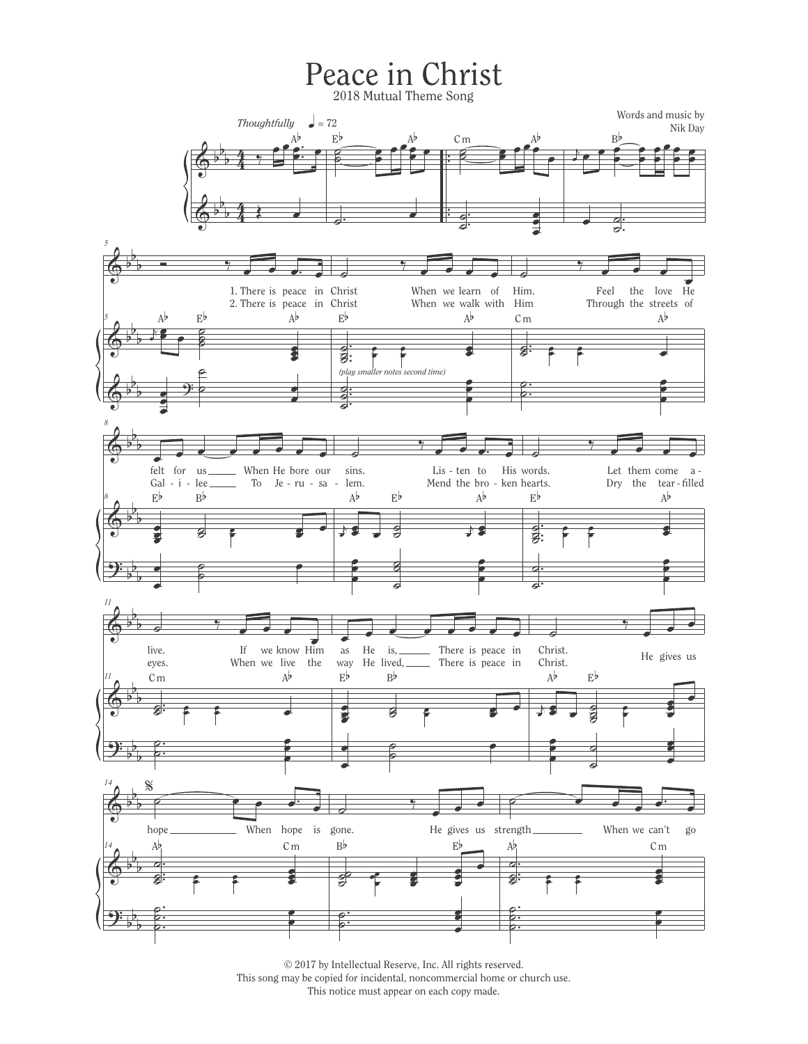# Peace in Christ

2018 Mutual Theme Song

Words and music by
Nik Day

*Thoughtfully* ♩ = 72

1. There is peace in Christ When we learn of Him. Feel the love He felt for us When He bore our sins. Listen to His words. Let them come alive. If we know Him as He is, There is peace in Christ.

2. There is peace in Christ When we walk with Him Through the streets of Galilee To Jerusalem. Mend the broken hearts. Dry the tear-filled eyes. When we live the way He lived, There is peace in Christ.

He gives us hope When hope is gone. He gives us strength When we can't go

(play smaller notes second time)

© 2017 by Intellectual Reserve, Inc. All rights reserved.
This song may be copied for incidental, noncommercial home or church use.
This notice must appear on each copy made.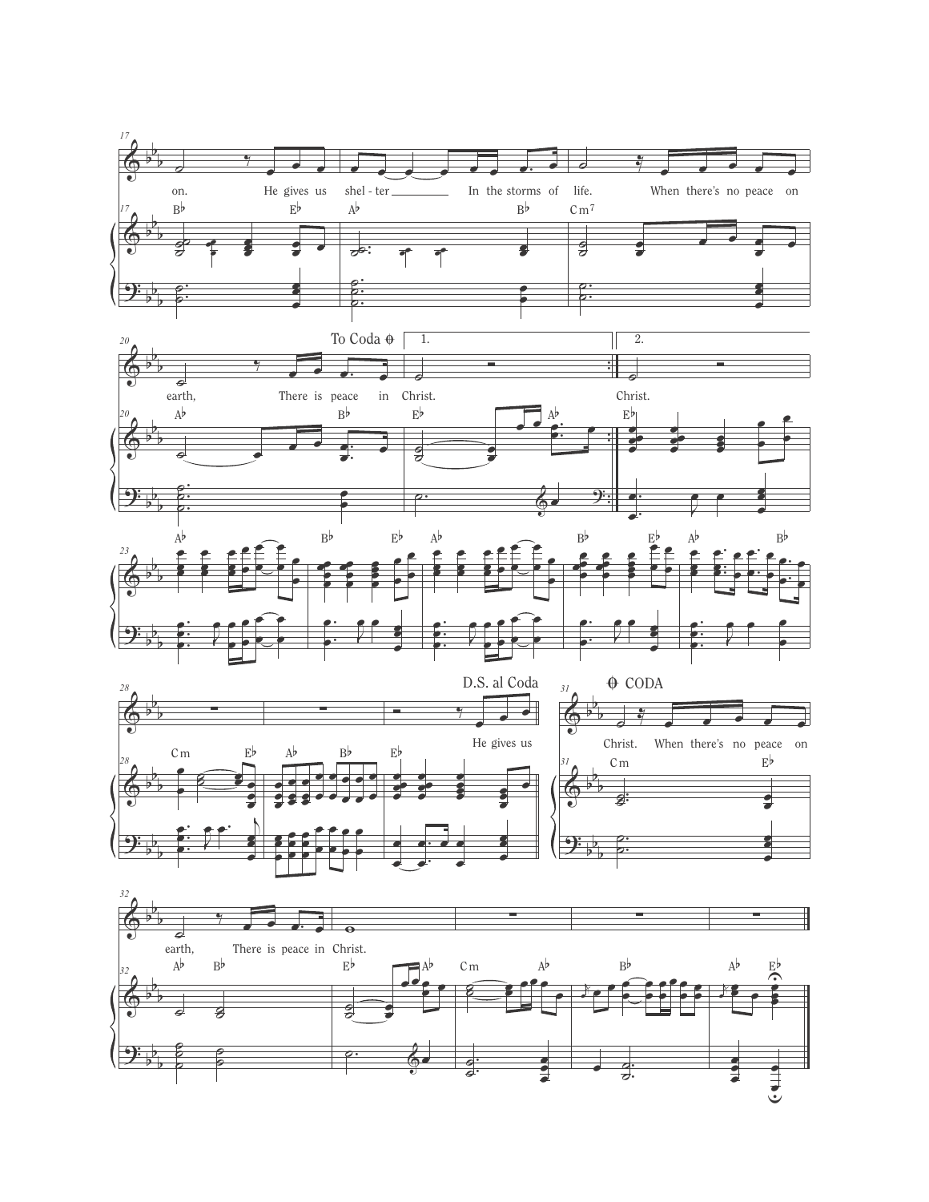on. He gives us shel - ter In the storms of life. When there's no peace on

earth, There is peace in Christ.

To Coda

1. Christ.

2. Christ.

D.S. al Coda

He gives us

CODA

Christ. When there's no peace on

earth, There is peace in Christ.